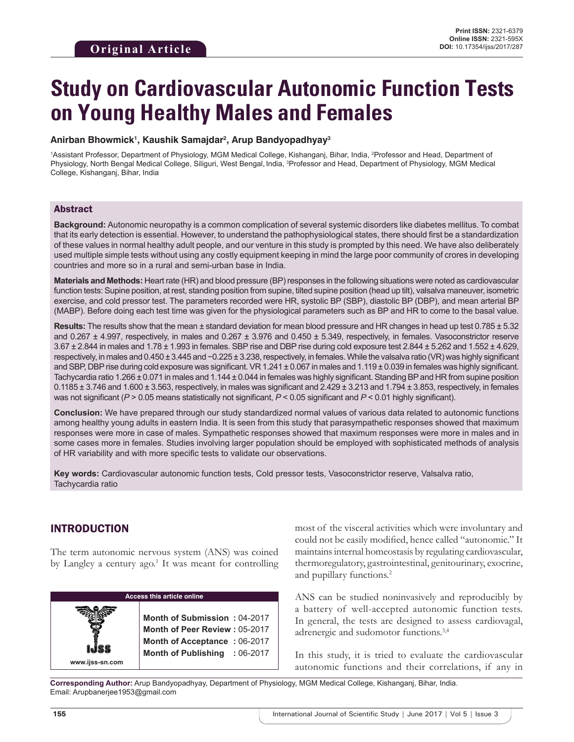Original Article

**Print ISSN:** 2321-6379
**Online ISSN:** 2321-595X
**DOI:** 10.17354/ijss/2017/287

# Study on Cardiovascular Autonomic Function Tests on Young Healthy Males and Females

**Anirban Bhowmick[1], Kaushik Samajdar[2], Arup Bandyopadhyay[3]**

[1]Assistant Professor, Department of Physiology, MGM Medical College, Kishanganj, Bihar, India, [2]Professor and Head, Department of Physiology, North Bengal Medical College, Siliguri, West Bengal, India, [3]Professor and Head, Department of Physiology, MGM Medical College, Kishanganj, Bihar, India

## Abstract

**Background:** Autonomic neuropathy is a common complication of several systemic disorders like diabetes mellitus. To combat that its early detection is essential. However, to understand the pathophysiological states, there should first be a standardization of these values in normal healthy adult people, and our venture in this study is prompted by this need. We have also deliberately used multiple simple tests without using any costly equipment keeping in mind the large poor community of crores in developing countries and more so in a rural and semi-urban base in India.

**Materials and Methods:** Heart rate (HR) and blood pressure (BP) responses in the following situations were noted as cardiovascular function tests: Supine position, at rest, standing position from supine, tilted supine position (head up tilt), valsalva maneuver, isometric exercise, and cold pressor test. The parameters recorded were HR, systolic BP (SBP), diastolic BP (DBP), and mean arterial BP (MABP). Before doing each test time was given for the physiological parameters such as BP and HR to come to the basal value.

**Results:** The results show that the mean ± standard deviation for mean blood pressure and HR changes in head up test 0.785 ± 5.32 and 0.267 ± 4.997, respectively, in males and 0.267 ± 3.976 and 0.450 ± 5.349, respectively, in females. Vasoconstrictor reserve 3.67 ± 2.844 in males and 1.78 ± 1.993 in females. SBP rise and DBP rise during cold exposure test 2.844 ± 5.262 and 1.552 ± 4.629, respectively, in males and 0.450 ± 3.445 and −0.225 ± 3.238, respectively, in females. While the valsalva ratio (VR) was highly significant and SBP, DBP rise during cold exposure was significant. VR 1.241 ± 0.067 in males and 1.119 ± 0.039 in females was highly significant. Tachycardia ratio 1.266 ± 0.071 in males and 1.144 ± 0.044 in females was highly significant. Standing BP and HR from supine position 0.1185 ± 3.746 and 1.600 ± 3.563, respectively, in males was significant and 2.429 ± 3.213 and 1.794 ± 3.853, respectively, in females was not significant (*P* > 0.05 means statistically not significant, *P* < 0.05 significant and *P* < 0.01 highly significant).

**Conclusion:** We have prepared through our study standardized normal values of various data related to autonomic functions among healthy young adults in eastern India. It is seen from this study that parasympathetic responses showed that maximum responses were more in case of males. Sympathetic responses showed that maximum responses were more in males and in some cases more in females. Studies involving larger population should be employed with sophisticated methods of analysis of HR variability and with more specific tests to validate our observations.

**Key words:** Cardiovascular autonomic function tests, Cold pressor tests, Vasoconstrictor reserve, Valsalva ratio, Tachycardia ratio

## INTRODUCTION

The term autonomic nervous system (ANS) was coined by Langley a century ago.[1] It was meant for controlling most of the visceral activities which were involuntary and could not be easily modified, hence called "autonomic." It maintains internal homeostasis by regulating cardiovascular, thermoregulatory, gastrointestinal, genitourinary, exocrine, and pupillary functions.[2]

| Access this article online | |
|---|---|
| www.ijss-sn.com | **Month of Submission :** 04-2017<br>**Month of Peer Review :** 05-2017<br>**Month of Acceptance :** 06-2017<br>**Month of Publishing :** 06-2017 |

ANS can be studied noninvasively and reproducibly by a battery of well-accepted autonomic function tests. In general, the tests are designed to assess cardiovagal, adrenergic and sudomotor functions.[3,4]

In this study, it is tried to evaluate the cardiovascular autonomic functions and their correlations, if any in

**Corresponding Author:** Arup Bandyopadhyay, Department of Physiology, MGM Medical College, Kishanganj, Bihar, India. Email: Arupbanerjee1953@gmail.com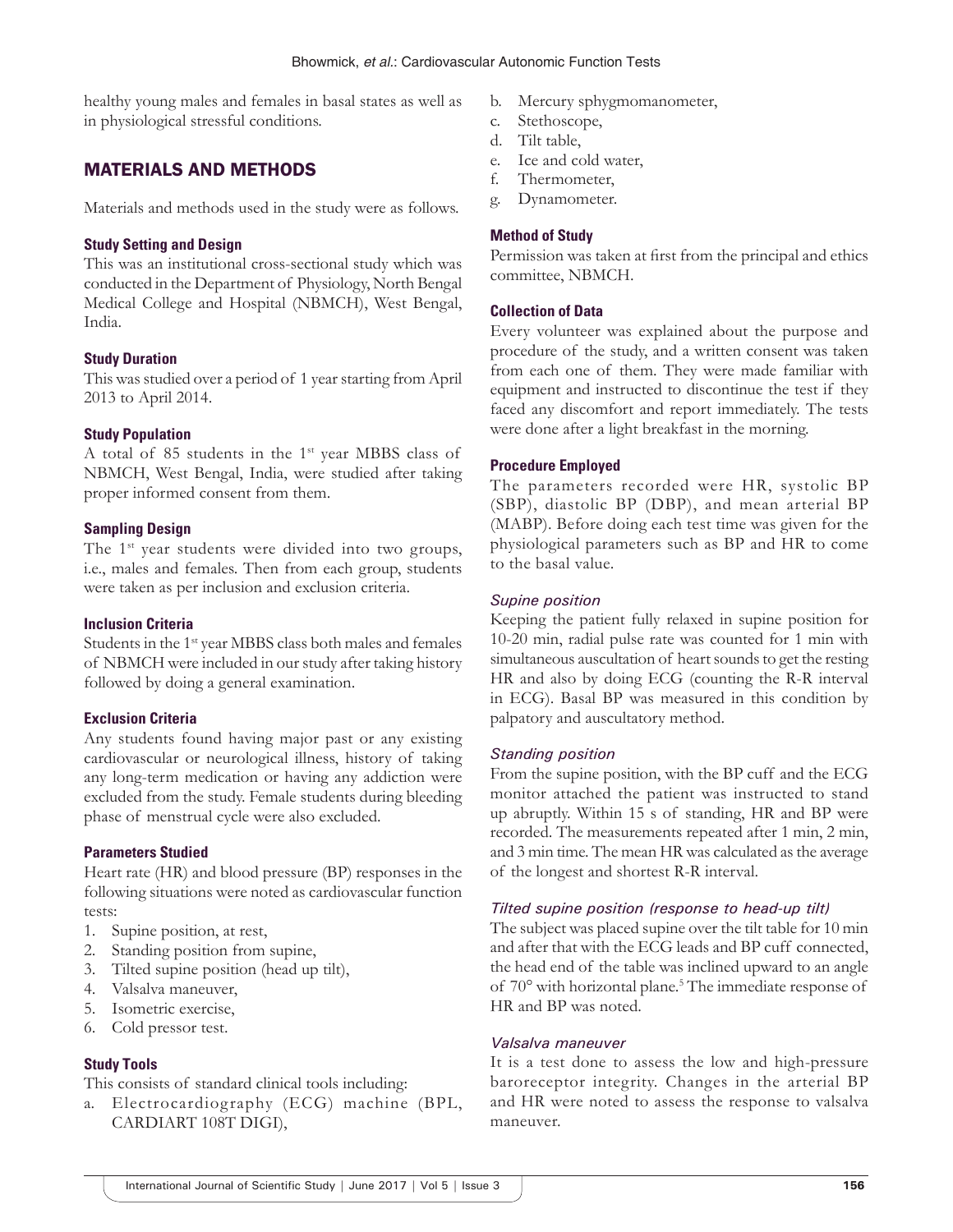healthy young males and females in basal states as well as in physiological stressful conditions.

## MATERIALS AND METHODS

Materials and methods used in the study were as follows.

### Study Setting and Design

This was an institutional cross-sectional study which was conducted in the Department of Physiology, North Bengal Medical College and Hospital (NBMCH), West Bengal, India.

### Study Duration

This was studied over a period of 1 year starting from April 2013 to April 2014.

### Study Population

A total of 85 students in the 1st year MBBS class of NBMCH, West Bengal, India, were studied after taking proper informed consent from them.

### Sampling Design

The 1st year students were divided into two groups, i.e., males and females. Then from each group, students were taken as per inclusion and exclusion criteria.

### Inclusion Criteria

Students in the 1st year MBBS class both males and females of NBMCH were included in our study after taking history followed by doing a general examination.

### Exclusion Criteria

Any students found having major past or any existing cardiovascular or neurological illness, history of taking any long-term medication or having any addiction were excluded from the study. Female students during bleeding phase of menstrual cycle were also excluded.

### Parameters Studied

Heart rate (HR) and blood pressure (BP) responses in the following situations were noted as cardiovascular function tests:

1. Supine position, at rest,
2. Standing position from supine,
3. Tilted supine position (head up tilt),
4. Valsalva maneuver,
5. Isometric exercise,
6. Cold pressor test.

### Study Tools

This consists of standard clinical tools including:

a. Electrocardiography (ECG) machine (BPL, CARDIART 108T DIGI),
b. Mercury sphygmomanometer,
c. Stethoscope,
d. Tilt table,
e. Ice and cold water,
f. Thermometer,
g. Dynamometer.

### Method of Study

Permission was taken at first from the principal and ethics committee, NBMCH.

### Collection of Data

Every volunteer was explained about the purpose and procedure of the study, and a written consent was taken from each one of them. They were made familiar with equipment and instructed to discontinue the test if they faced any discomfort and report immediately. The tests were done after a light breakfast in the morning.

### Procedure Employed

The parameters recorded were HR, systolic BP (SBP), diastolic BP (DBP), and mean arterial BP (MABP). Before doing each test time was given for the physiological parameters such as BP and HR to come to the basal value.

#### *Supine position*

Keeping the patient fully relaxed in supine position for 10-20 min, radial pulse rate was counted for 1 min with simultaneous auscultation of heart sounds to get the resting HR and also by doing ECG (counting the R-R interval in ECG). Basal BP was measured in this condition by palpatory and auscultatory method.

#### *Standing position*

From the supine position, with the BP cuff and the ECG monitor attached the patient was instructed to stand up abruptly. Within 15 s of standing, HR and BP were recorded. The measurements repeated after 1 min, 2 min, and 3 min time. The mean HR was calculated as the average of the longest and shortest R-R interval.

#### *Tilted supine position (response to head-up tilt)*

The subject was placed supine over the tilt table for 10 min and after that with the ECG leads and BP cuff connected, the head end of the table was inclined upward to an angle of 70° with horizontal plane.[5] The immediate response of HR and BP was noted.

#### *Valsalva maneuver*

It is a test done to assess the low and high-pressure baroreceptor integrity. Changes in the arterial BP and HR were noted to assess the response to valsalva maneuver.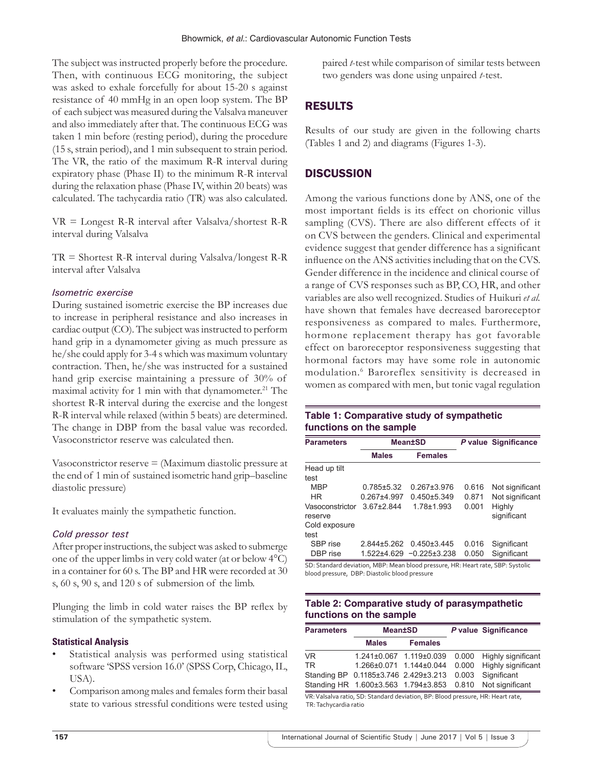The subject was instructed properly before the procedure. Then, with continuous ECG monitoring, the subject was asked to exhale forcefully for about 15-20 s against resistance of 40 mmHg in an open loop system. The BP of each subject was measured during the Valsalva maneuver and also immediately after that. The continuous ECG was taken 1 min before (resting period), during the procedure (15 s, strain period), and 1 min subsequent to strain period. The VR, the ratio of the maximum R-R interval during expiratory phase (Phase II) to the minimum R-R interval during the relaxation phase (Phase IV, within 20 beats) was calculated. The tachycardia ratio (TR) was also calculated.

VR = Longest R-R interval after Valsalva/shortest R-R interval during Valsalva

TR = Shortest R-R interval during Valsalva/longest R-R interval after Valsalva

### *Isometric exercise*

During sustained isometric exercise the BP increases due to increase in peripheral resistance and also increases in cardiac output (CO). The subject was instructed to perform hand grip in a dynamometer giving as much pressure as he/she could apply for 3-4 s which was maximum voluntary contraction. Then, he/she was instructed for a sustained hand grip exercise maintaining a pressure of 30% of maximal activity for 1 min with that dynamometer.[21] The shortest R-R interval during the exercise and the longest R-R interval while relaxed (within 5 beats) are determined. The change in DBP from the basal value was recorded. Vasoconstrictor reserve was calculated then.

Vasoconstrictor reserve = (Maximum diastolic pressure at the end of 1 min of sustained isometric hand grip–baseline diastolic pressure)

It evaluates mainly the sympathetic function.

### *Cold pressor test*

After proper instructions, the subject was asked to submerge one of the upper limbs in very cold water (at or below 4°C) in a container for 60 s. The BP and HR were recorded at 30 s, 60 s, 90 s, and 120 s of submersion of the limb.

Plunging the limb in cold water raises the BP reflex by stimulation of the sympathetic system.

### Statistical Analysis

- Statistical analysis was performed using statistical software 'SPSS version 16.0' (SPSS Corp, Chicago, IL, USA).
- Comparison among males and females form their basal state to various stressful conditions were tested using paired *t*-test while comparison of similar tests between two genders was done using unpaired *t*-test.

## RESULTS

Results of our study are given in the following charts (Tables 1 and 2) and diagrams (Figures 1-3).

## DISCUSSION

Among the various functions done by ANS, one of the most important fields is its effect on chorionic villus sampling (CVS). There are also different effects of it on CVS between the genders. Clinical and experimental evidence suggest that gender difference has a significant influence on the ANS activities including that on the CVS. Gender difference in the incidence and clinical course of a range of CVS responses such as BP, CO, HR, and other variables are also well recognized. Studies of Huikuri *et al.* have shown that females have decreased baroreceptor responsiveness as compared to males. Furthermore, hormone replacement therapy has got favorable effect on baroreceptor responsiveness suggesting that hormonal factors may have some role in autonomic modulation.[6] Baroreflex sensitivity is decreased in women as compared with men, but tonic vagal regulation

**Table 1: Comparative study of sympathetic functions on the sample**

| Parameters | Mean±SD | | P value | Significance |
|---|---|---|---|---|
| | Males | Females | | |
| Head up tilt test | | | | |
| MBP | 0.785±5.32 | 0.267±3.976 | 0.616 | Not significant |
| HR | 0.267±4.997 | 0.450±5.349 | 0.871 | Not significant |
| Vasoconstrictor reserve | 3.67±2.844 | 1.78±1.993 | 0.001 | Highly significant |
| Cold exposure test | | | | |
| SBP rise | 2.844±5.262 | 0.450±3.445 | 0.016 | Significant |
| DBP rise | 1.522±4.629 | −0.225±3.238 | 0.050 | Significant |

SD: Standard deviation, MBP: Mean blood pressure, HR: Heart rate, SBP: Systolic blood pressure, DBP: Diastolic blood pressure

**Table 2: Comparative study of parasympathetic functions on the sample**

| Parameters | Mean±SD | | P value | Significance |
|---|---|---|---|---|
| | Males | Females | | |
| VR | 1.241±0.067 | 1.119±0.039 | 0.000 | Highly significant |
| TR | 1.266±0.071 | 1.144±0.044 | 0.000 | Highly significant |
| Standing BP | 0.1185±3.746 | 2.429±3.213 | 0.003 | Significant |
| Standing HR | 1.600±3.563 | 1.794±3.853 | 0.810 | Not significant |

VR: Valsalva ratio, SD: Standard deviation, BP: Blood pressure, HR: Heart rate, TR: Tachycardia ratio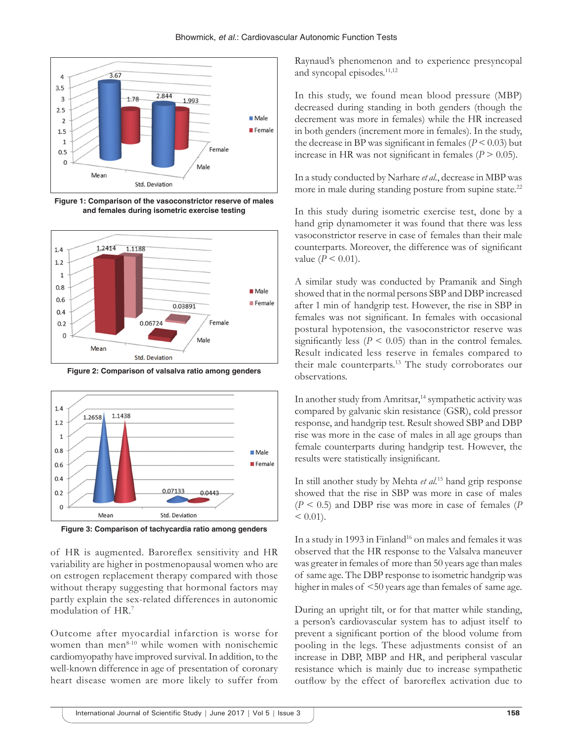Figure 1: Comparison of the vasoconstrictor reserve of males and females during isometric exercise testing

Figure 2: Comparison of valsalva ratio among genders

Figure 3: Comparison of tachycardia ratio among genders

of HR is augmented. Baroreflex sensitivity and HR variability are higher in postmenopausal women who are on estrogen replacement therapy compared with those without therapy suggesting that hormonal factors may partly explain the sex-related differences in autonomic modulation of HR.[7]

Outcome after myocardial infarction is worse for women than men[8-10] while women with nonischemic cardiomyopathy have improved survival. In addition, to the well-known difference in age of presentation of coronary heart disease women are more likely to suffer from Raynaud's phenomenon and to experience presyncopal and syncopal episodes.[11,12]

In this study, we found mean blood pressure (MBP) decreased during standing in both genders (though the decrement was more in females) while the HR increased in both genders (increment more in females). In the study, the decrease in BP was significant in females ($P < 0.03$) but increase in HR was not significant in females ($P > 0.05$).

In a study conducted by Narhare *et al.*, decrease in MBP was more in male during standing posture from supine state.[22]

In this study during isometric exercise test, done by a hand grip dynamometer it was found that there was less vasoconstrictor reserve in case of females than their male counterparts. Moreover, the difference was of significant value ($P < 0.01$).

A similar study was conducted by Pramanik and Singh showed that in the normal persons SBP and DBP increased after 1 min of handgrip test. However, the rise in SBP in females was not significant. In females with occasional postural hypotension, the vasoconstrictor reserve was significantly less ($P < 0.05$) than in the control females. Result indicated less reserve in females compared to their male counterparts.[13] The study corroborates our observations.

In another study from Amritsar,[14] sympathetic activity was compared by galvanic skin resistance (GSR), cold pressor response, and handgrip test. Result showed SBP and DBP rise was more in the case of males in all age groups than female counterparts during handgrip test. However, the results were statistically insignificant.

In still another study by Mehta *et al.*[15] hand grip response showed that the rise in SBP was more in case of males ($P < 0.5$) and DBP rise was more in case of females ($P < 0.01$).

In a study in 1993 in Finland[16] on males and females it was observed that the HR response to the Valsalva maneuver was greater in females of more than 50 years age than males of same age. The DBP response to isometric handgrip was higher in males of <50 years age than females of same age.

During an upright tilt, or for that matter while standing, a person's cardiovascular system has to adjust itself to prevent a significant portion of the blood volume from pooling in the legs. These adjustments consist of an increase in DBP, MBP and HR, and peripheral vascular resistance which is mainly due to increase sympathetic outflow by the effect of baroreflex activation due to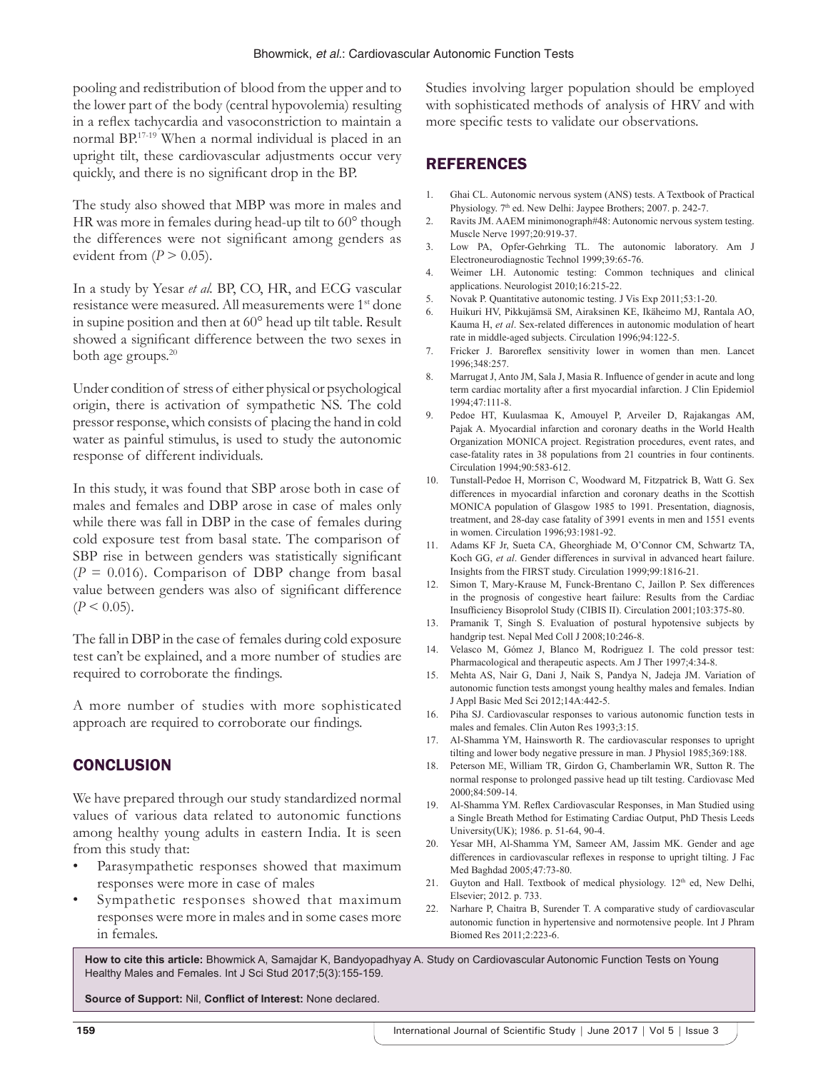pooling and redistribution of blood from the upper and to the lower part of the body (central hypovolemia) resulting in a reflex tachycardia and vasoconstriction to maintain a normal BP.[17-19] When a normal individual is placed in an upright tilt, these cardiovascular adjustments occur very quickly, and there is no significant drop in the BP.

The study also showed that MBP was more in males and HR was more in females during head-up tilt to 60° though the differences were not significant among genders as evident from ($P > 0.05$).

In a study by Yesar *et al.* BP, CO, HR, and ECG vascular resistance were measured. All measurements were 1st done in supine position and then at 60° head up tilt table. Result showed a significant difference between the two sexes in both age groups.[20]

Under condition of stress of either physical or psychological origin, there is activation of sympathetic NS. The cold pressor response, which consists of placing the hand in cold water as painful stimulus, is used to study the autonomic response of different individuals.

In this study, it was found that SBP arose both in case of males and females and DBP arose in case of males only while there was fall in DBP in the case of females during cold exposure test from basal state. The comparison of SBP rise in between genders was statistically significant ($P = 0.016$). Comparison of DBP change from basal value between genders was also of significant difference ($P < 0.05$).

The fall in DBP in the case of females during cold exposure test can't be explained, and a more number of studies are required to corroborate the findings.

A more number of studies with more sophisticated approach are required to corroborate our findings.

## CONCLUSION

We have prepared through our study standardized normal values of various data related to autonomic functions among healthy young adults in eastern India. It is seen from this study that:

- Parasympathetic responses showed that maximum responses were more in case of males
- Sympathetic responses showed that maximum responses were more in males and in some cases more in females.

Studies involving larger population should be employed with sophisticated methods of analysis of HRV and with more specific tests to validate our observations.

## REFERENCES

1. Ghai CL. Autonomic nervous system (ANS) tests. A Textbook of Practical Physiology. 7th ed. New Delhi: Jaypee Brothers; 2007. p. 242-7.
2. Ravits JM. AAEM minimonograph#48: Autonomic nervous system testing. Muscle Nerve 1997;20:919-37.
3. Low PA, Opfer-Gehrking TL. The autonomic laboratory. Am J Electroneurodiagnostic Technol 1999;39:65-76.
4. Weimer LH. Autonomic testing: Common techniques and clinical applications. Neurologist 2010;16:215-22.
5. Novak P. Quantitative autonomic testing. J Vis Exp 2011;53:1-20.
6. Huikuri HV, Pikkujämsä SM, Airaksinen KE, Ikäheimo MJ, Rantala AO, Kauma H, *et al*. Sex-related differences in autonomic modulation of heart rate in middle-aged subjects. Circulation 1996;94:122-5.
7. Fricker J. Baroreflex sensitivity lower in women than men. Lancet 1996;348:257.
8. Marrugat J, Anto JM, Sala J, Masia R. Influence of gender in acute and long term cardiac mortality after a first myocardial infarction. J Clin Epidemiol 1994;47:111-8.
9. Pedoe HT, Kuulasmaa K, Amouyel P, Arveiler D, Rajakangas AM, Pajak A. Myocardial infarction and coronary deaths in the World Health Organization MONICA project. Registration procedures, event rates, and case-fatality rates in 38 populations from 21 countries in four continents. Circulation 1994;90:583-612.
10. Tunstall-Pedoe H, Morrison C, Woodward M, Fitzpatrick B, Watt G. Sex differences in myocardial infarction and coronary deaths in the Scottish MONICA population of Glasgow 1985 to 1991. Presentation, diagnosis, treatment, and 28-day case fatality of 3991 events in men and 1551 events in women. Circulation 1996;93:1981-92.
11. Adams KF Jr, Sueta CA, Gheorghiade M, O'Connor CM, Schwartz TA, Koch GG, *et al*. Gender differences in survival in advanced heart failure. Insights from the FIRST study. Circulation 1999;99:1816-21.
12. Simon T, Mary-Krause M, Funck-Brentano C, Jaillon P. Sex differences in the prognosis of congestive heart failure: Results from the Cardiac Insufficiency Bisoprolol Study (CIBIS II). Circulation 2001;103:375-80.
13. Pramanik T, Singh S. Evaluation of postural hypotensive subjects by handgrip test. Nepal Med Coll J 2008;10:246-8.
14. Velasco M, Gómez J, Blanco M, Rodriguez I. The cold pressor test: Pharmacological and therapeutic aspects. Am J Ther 1997;4:34-8.
15. Mehta AS, Nair G, Dani J, Naik S, Pandya N, Jadeja JM. Variation of autonomic function tests amongst young healthy males and females. Indian J Appl Basic Med Sci 2012;14A:442-5.
16. Piha SJ. Cardiovascular responses to various autonomic function tests in males and females. Clin Auton Res 1993;3:15.
17. Al-Shamma YM, Hainsworth R. The cardiovascular responses to upright tilting and lower body negative pressure in man. J Physiol 1985;369:188.
18. Peterson ME, William TR, Girdon G, Chamberlamin WR, Sutton R. The normal response to prolonged passive head up tilt testing. Cardiovasc Med 2000;84:509-14.
19. Al-Shamma YM. Reflex Cardiovascular Responses, in Man Studied using a Single Breath Method for Estimating Cardiac Output, PhD Thesis Leeds University(UK); 1986. p. 51-64, 90-4.
20. Yesar MH, Al-Shamma YM, Sameer AM, Jassim MK. Gender and age differences in cardiovascular reflexes in response to upright tilting. J Fac Med Baghdad 2005;47:73-80.
21. Guyton and Hall. Textbook of medical physiology. 12th ed, New Delhi, Elsevier; 2012. p. 733.
22. Narhare P, Chaitra B, Surender T. A comparative study of cardiovascular autonomic function in hypertensive and normotensive people. Int J Phram Biomed Res 2011;2:223-6.

**How to cite this article:** Bhowmick A, Samajdar K, Bandyopadhyay A. Study on Cardiovascular Autonomic Function Tests on Young Healthy Males and Females. Int J Sci Stud 2017;5(3):155-159.

**Source of Support:** Nil, **Conflict of Interest:** None declared.